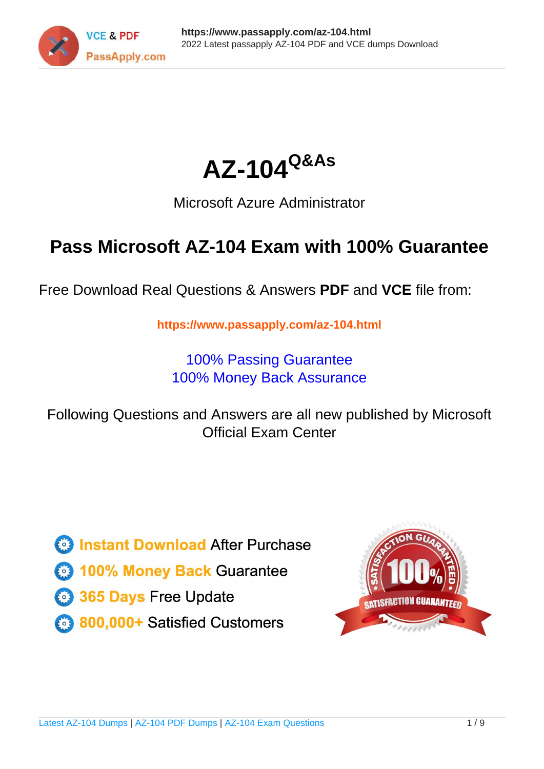# AZ-104^Q&As

Microsoft Azure Administrator

## Pass Microsoft AZ-104 Exam with 100% Guarantee

Free Download Real Questions & Answers **PDF** and **VCE** file from:

**https://www.passapply.com/az-104.html**

100% Passing Guarantee
100% Money Back Assurance

Following Questions and Answers are all new published by Microsoft Official Exam Center

- **Instant Download** After Purchase
- **100% Money Back** Guarantee
- **365 Days** Free Update
- **800,000+** Satisfied Customers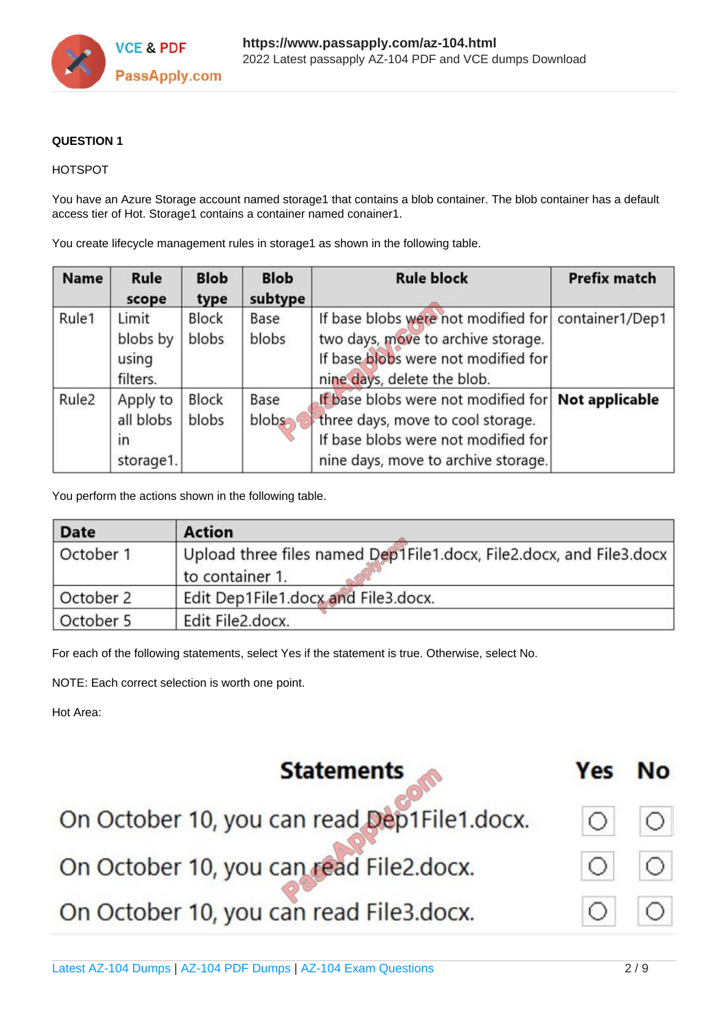**QUESTION 1**

HOTSPOT

You have an Azure Storage account named storage1 that contains a blob container. The blob container has a default access tier of Hot. Storage1 contains a container named conainer1.

You create lifecycle management rules in storage1 as shown in the following table.

| Name | Rule scope | Blob type | Blob subtype | Rule block | Prefix match |
|---|---|---|---|---|---|
| Rule1 | Limit blobs by using filters. | Block blobs | Base blobs | If base blobs were not modified for two days, move to archive storage. If base blobs were not modified for nine days, delete the blob. | container1/Dep1 |
| Rule2 | Apply to all blobs in storage1. | Block blobs | Base blobs | If base blobs were not modified for three days, move to cool storage. If base blobs were not modified for nine days, move to archive storage. | **Not applicable** |

You perform the actions shown in the following table.

| Date | Action |
|---|---|
| October 1 | Upload three files named Dep1File1.docx, File2.docx, and File3.docx to container 1. |
| October 2 | Edit Dep1File1.docx and File3.docx. |
| October 5 | Edit File2.docx. |

For each of the following statements, select Yes if the statement is true. Otherwise, select No.

NOTE: Each correct selection is worth one point.

Hot Area:

| Statements | Yes | No |
|---|---|---|
| On October 10, you can read Dep1File1.docx. | ○ | ○ |
| On October 10, you can read File2.docx. | ○ | ○ |
| On October 10, you can read File3.docx. | ○ | ○ |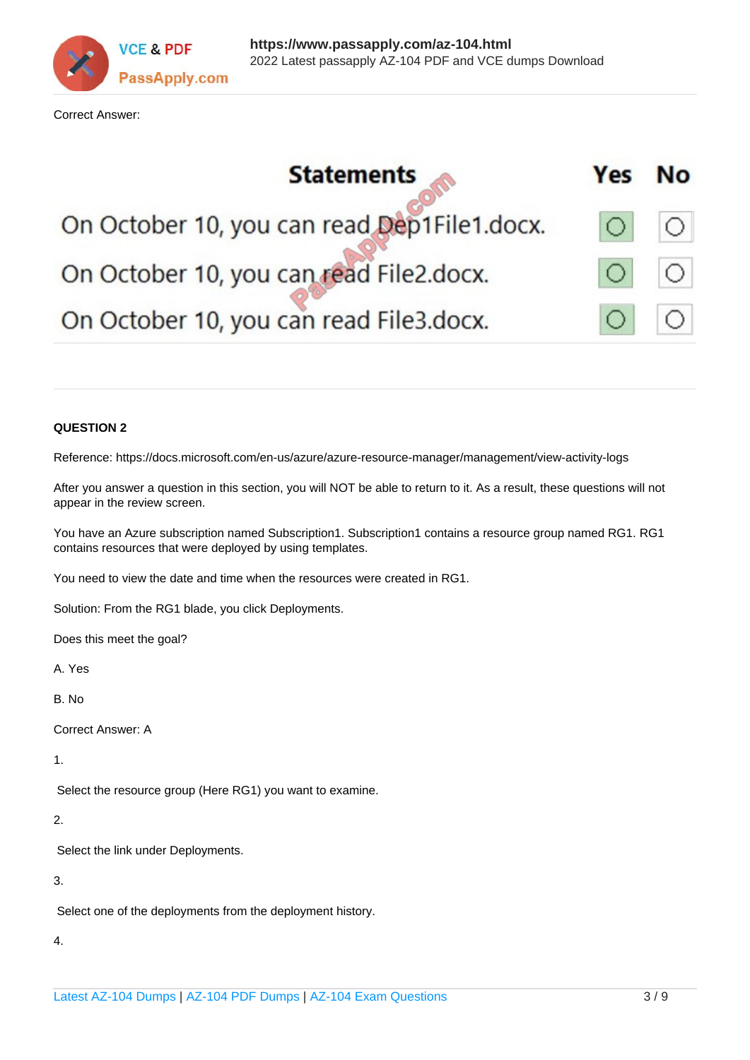Correct Answer:

| Statements | Yes | No |
| --- | --- | --- |
| On October 10, you can read Dep1File1.docx. | ◉ | ○ |
| On October 10, you can read File2.docx. | ◉ | ○ |
| On October 10, you can read File3.docx. | ◉ | ○ |

**QUESTION 2**

Reference: https://docs.microsoft.com/en-us/azure/azure-resource-manager/management/view-activity-logs

After you answer a question in this section, you will NOT be able to return to it. As a result, these questions will not appear in the review screen.

You have an Azure subscription named Subscription1. Subscription1 contains a resource group named RG1. RG1 contains resources that were deployed by using templates.

You need to view the date and time when the resources were created in RG1.

Solution: From the RG1 blade, you click Deployments.

Does this meet the goal?

A. Yes

B. No

Correct Answer: A

1.

Select the resource group (Here RG1) you want to examine.

2.

Select the link under Deployments.

3.

Select one of the deployments from the deployment history.

4.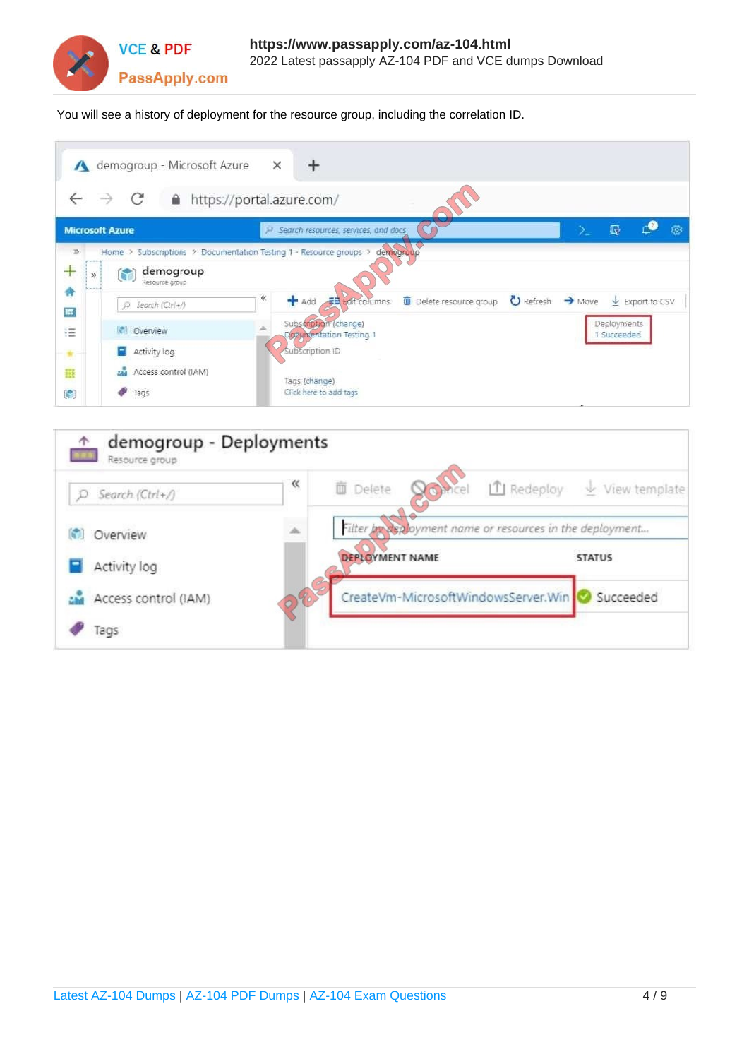You will see a history of deployment for the resource group, including the correlation ID.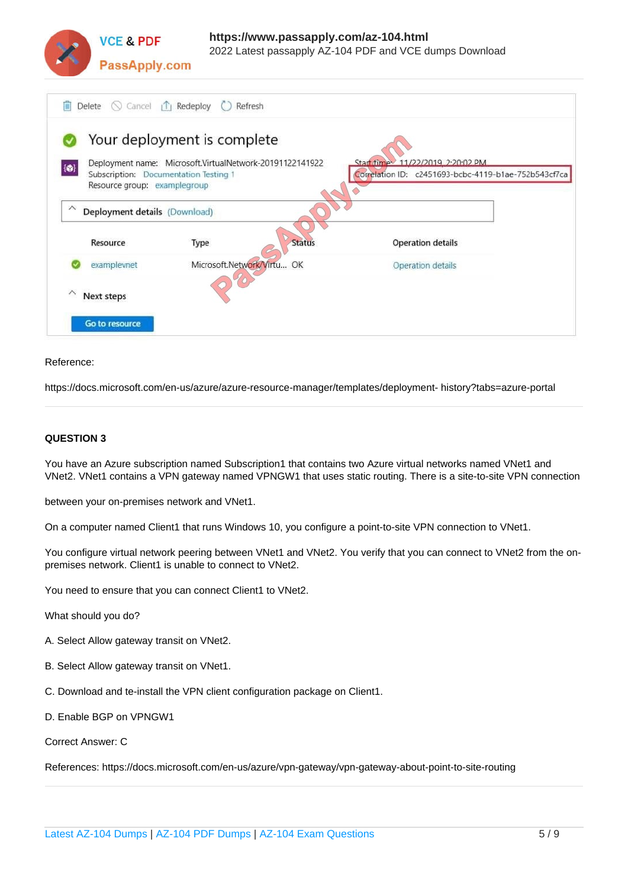Delete Cancel Redeploy Refresh

Your deployment is complete

Deployment name: Microsoft.VirtualNetwork-20191122141922
Subscription: Documentation Testing 1
Resource group: examplegroup

Start time: 11/22/2019, 2:20:02 PM
Correlation ID: c2451693-bcbc-4119-b1ae-752b543cf7ca

Deployment details (Download)

| Resource | Type | Status | Operation details |
| --- | --- | --- | --- |
| examplevnet | Microsoft.Network/Virtu... | OK | Operation details |

Next steps

Go to resource

Reference:

https://docs.microsoft.com/en-us/azure/azure-resource-manager/templates/deployment- history?tabs=azure-portal

## QUESTION 3

You have an Azure subscription named Subscription1 that contains two Azure virtual networks named VNet1 and VNet2. VNet1 contains a VPN gateway named VPNGW1 that uses static routing. There is a site-to-site VPN connection

between your on-premises network and VNet1.

On a computer named Client1 that runs Windows 10, you configure a point-to-site VPN connection to VNet1.

You configure virtual network peering between VNet1 and VNet2. You verify that you can connect to VNet2 from the on-premises network. Client1 is unable to connect to VNet2.

You need to ensure that you can connect Client1 to VNet2.

What should you do?

A. Select Allow gateway transit on VNet2.

B. Select Allow gateway transit on VNet1.

C. Download and te-install the VPN client configuration package on Client1.

D. Enable BGP on VPNGW1

Correct Answer: C

References: https://docs.microsoft.com/en-us/azure/vpn-gateway/vpn-gateway-about-point-to-site-routing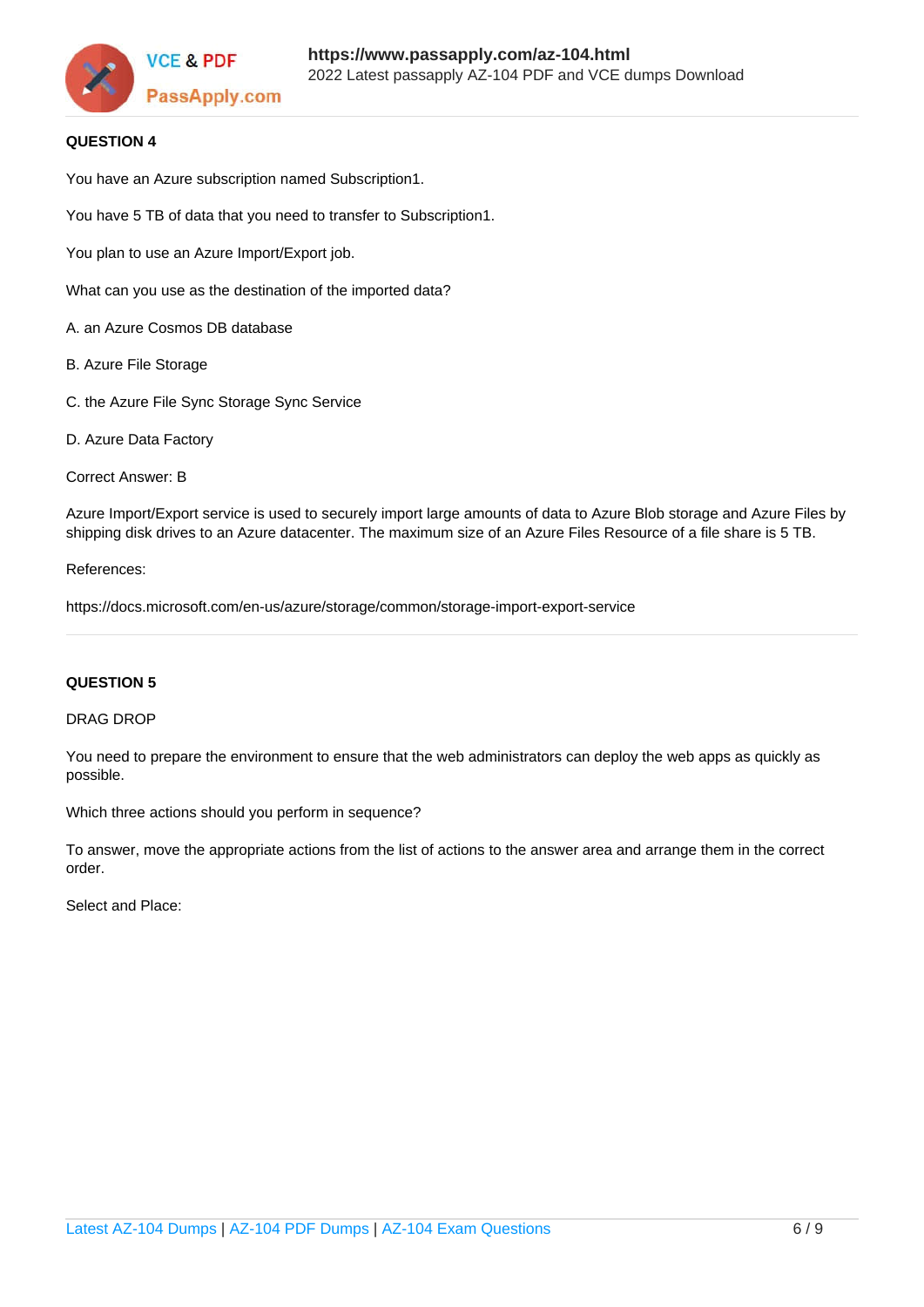**QUESTION 4**

You have an Azure subscription named Subscription1.

You have 5 TB of data that you need to transfer to Subscription1.

You plan to use an Azure Import/Export job.

What can you use as the destination of the imported data?

A. an Azure Cosmos DB database

B. Azure File Storage

C. the Azure File Sync Storage Sync Service

D. Azure Data Factory

Correct Answer: B

Azure Import/Export service is used to securely import large amounts of data to Azure Blob storage and Azure Files by shipping disk drives to an Azure datacenter. The maximum size of an Azure Files Resource of a file share is 5 TB.

References:

https://docs.microsoft.com/en-us/azure/storage/common/storage-import-export-service

---

**QUESTION 5**

DRAG DROP

You need to prepare the environment to ensure that the web administrators can deploy the web apps as quickly as possible.

Which three actions should you perform in sequence?

To answer, move the appropriate actions from the list of actions to the answer area and arrange them in the correct order.

Select and Place: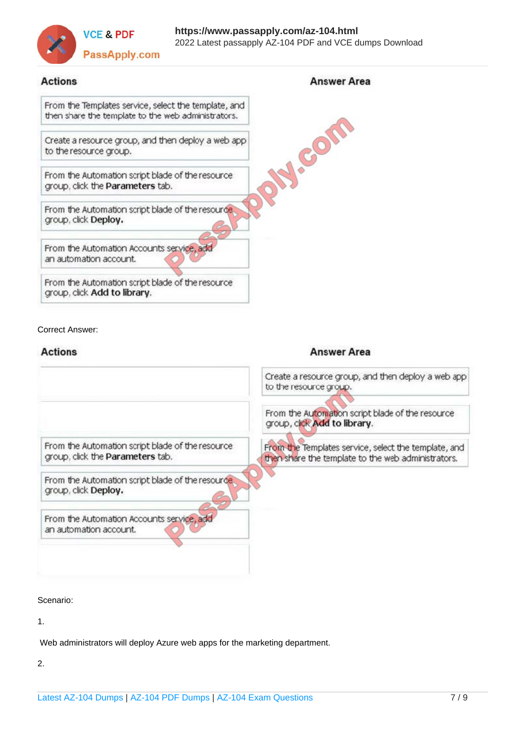**Actions**

- From the Templates service, select the template, and then share the template to the web administrators.
- Create a resource group, and then deploy a web app to the resource group.
- From the Automation script blade of the resource group, click the **Parameters** tab.
- From the Automation script blade of the resource group, click **Deploy.**
- From the Automation Accounts service, add an automation account.
- From the Automation script blade of the resource group, click **Add to library**.

**Answer Area**

Correct Answer:

**Actions**

- From the Automation script blade of the resource group, click the **Parameters** tab.
- From the Automation script blade of the resource group, click **Deploy.**
- From the Automation Accounts service, add an automation account.

**Answer Area**

1. Create a resource group, and then deploy a web app to the resource group.
2. From the Automation script blade of the resource group, click **Add to library**.
3. From the Templates service, select the template, and then share the template to the web administrators.

Scenario:

1.

Web administrators will deploy Azure web apps for the marketing department.

2.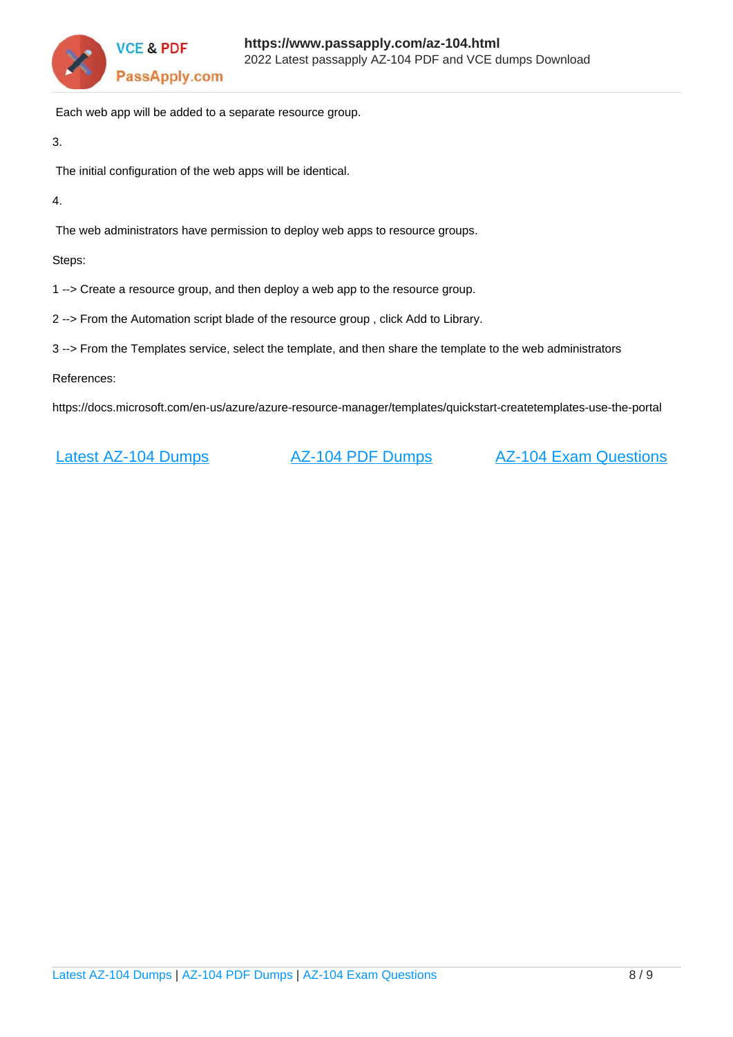Each web app will be added to a separate resource group.

3.

The initial configuration of the web apps will be identical.

4.

The web administrators have permission to deploy web apps to resource groups.

Steps:

1 --> Create a resource group, and then deploy a web app to the resource group.

2 --> From the Automation script blade of the resource group , click Add to Library.

3 --> From the Templates service, select the template, and then share the template to the web administrators

References:

https://docs.microsoft.com/en-us/azure/azure-resource-manager/templates/quickstart-createtemplates-use-the-portal

Latest AZ-104 Dumps | AZ-104 PDF Dumps | AZ-104 Exam Questions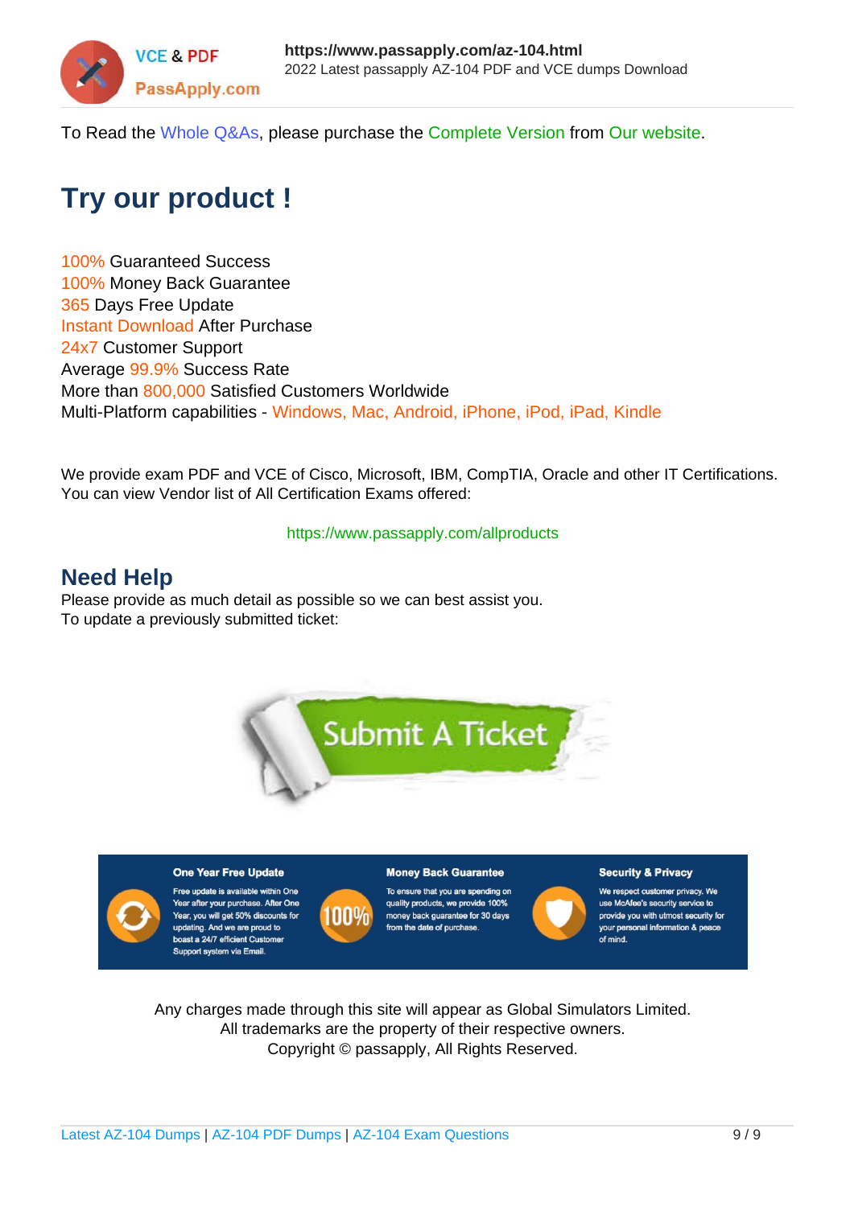To Read the Whole Q&As, please purchase the Complete Version from Our website.

# Try our product !

100% Guaranteed Success
100% Money Back Guarantee
365 Days Free Update
Instant Download After Purchase
24x7 Customer Support
Average 99.9% Success Rate
More than 800,000 Satisfied Customers Worldwide
Multi-Platform capabilities - Windows, Mac, Android, iPhone, iPod, iPad, Kindle

We provide exam PDF and VCE of Cisco, Microsoft, IBM, CompTIA, Oracle and other IT Certifications.
You can view Vendor list of All Certification Exams offered:

https://www.passapply.com/allproducts

## Need Help

Please provide as much detail as possible so we can best assist you.
To update a previously submitted ticket:

Submit A Ticket

**One Year Free Update**
Free update is available within One Year after your purchase. After One Year, you will get 50% discounts for updating. And we are proud to boast a 24/7 efficient Customer Support system via Email.

**Money Back Guarantee**
To ensure that you are spending on quality products, we provide 100% money back guarantee for 30 days from the date of purchase.

**Security & Privacy**
We respect customer privacy. We use McAfee's security service to provide you with utmost security for your personal information & peace of mind.

Any charges made through this site will appear as Global Simulators Limited.
All trademarks are the property of their respective owners.
Copyright © passapply, All Rights Reserved.